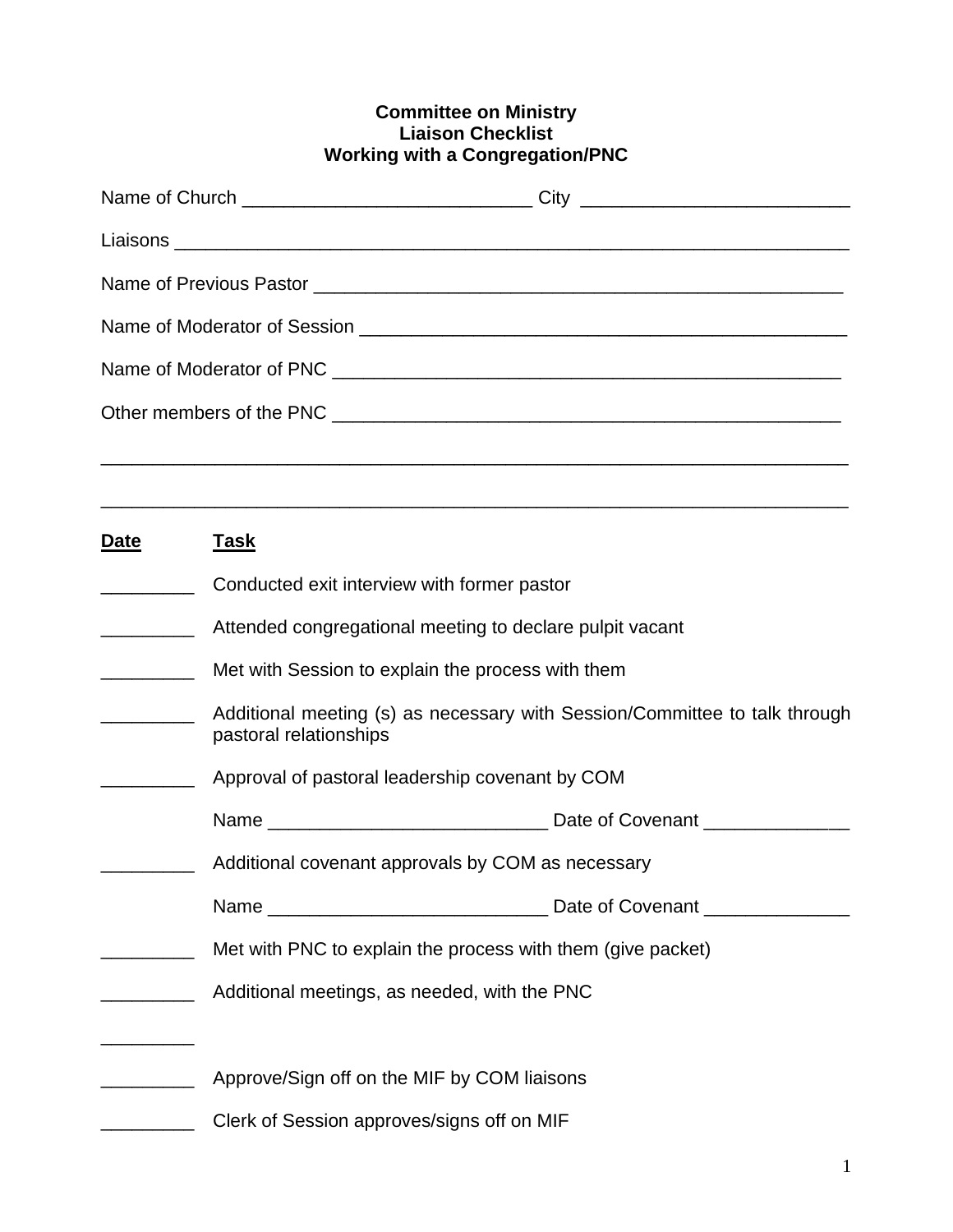**Committee on Ministry**
**Liaison Checklist**
**Working with a Congregation/PNC**

Name of Church ___________________________ City _________________________

Liaisons ________________________________________________________________

Name of Previous Pastor __________________________________________________

Name of Moderator of Session _____________________________________________

Name of Moderator of PNC ________________________________________________

Other members of the PNC ________________________________________________

_______________________________________________________________________

_______________________________________________________________________

| **Date** | **Task** |
|---|---|
| _________ | Conducted exit interview with former pastor |
| _________ | Attended congregational meeting to declare pulpit vacant |
| _________ | Met with Session to explain the process with them |
| _________ | Additional meeting (s) as necessary with Session/Committee to talk through pastoral relationships |
| _________ | Approval of pastoral leadership covenant by COM |
| | Name ___________________________ Date of Covenant ______________ |
| _________ | Additional covenant approvals by COM as necessary |
| | Name ___________________________ Date of Covenant ______________ |
| _________ | Met with PNC to explain the process with them (give packet) |
| _________ | Additional meetings, as needed, with the PNC |
| _________ | |
| _________ | Approve/Sign off on the MIF by COM liaisons |
| _________ | Clerk of Session approves/signs off on MIF |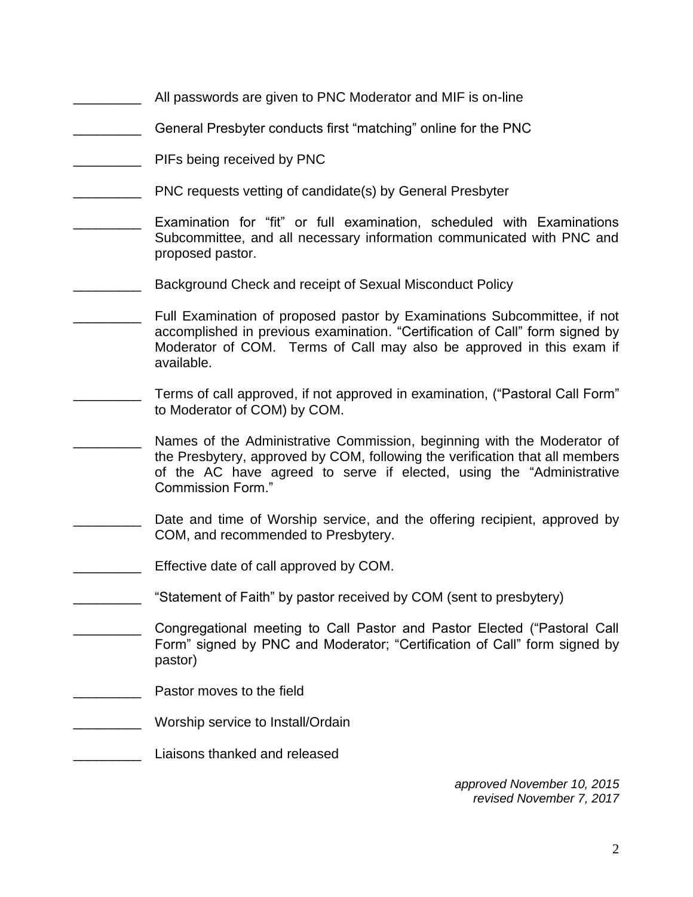_________ All passwords are given to PNC Moderator and MIF is on-line

_________ General Presbyter conducts first "matching" online for the PNC

_________ PIFs being received by PNC

_________ PNC requests vetting of candidate(s) by General Presbyter

_________ Examination for "fit" or full examination, scheduled with Examinations Subcommittee, and all necessary information communicated with PNC and proposed pastor.

_________ Background Check and receipt of Sexual Misconduct Policy

_________ Full Examination of proposed pastor by Examinations Subcommittee, if not accomplished in previous examination. "Certification of Call" form signed by Moderator of COM. Terms of Call may also be approved in this exam if available.

_________ Terms of call approved, if not approved in examination, ("Pastoral Call Form" to Moderator of COM) by COM.

_________ Names of the Administrative Commission, beginning with the Moderator of the Presbytery, approved by COM, following the verification that all members of the AC have agreed to serve if elected, using the "Administrative Commission Form."

_________ Date and time of Worship service, and the offering recipient, approved by COM, and recommended to Presbytery.

_________ Effective date of call approved by COM.

_________ "Statement of Faith" by pastor received by COM (sent to presbytery)

_________ Congregational meeting to Call Pastor and Pastor Elected ("Pastoral Call Form" signed by PNC and Moderator; "Certification of Call" form signed by pastor)

_________ Pastor moves to the field

_________ Worship service to Install/Ordain

_________ Liaisons thanked and released

*approved November 10, 2015*
*revised November 7, 2017*